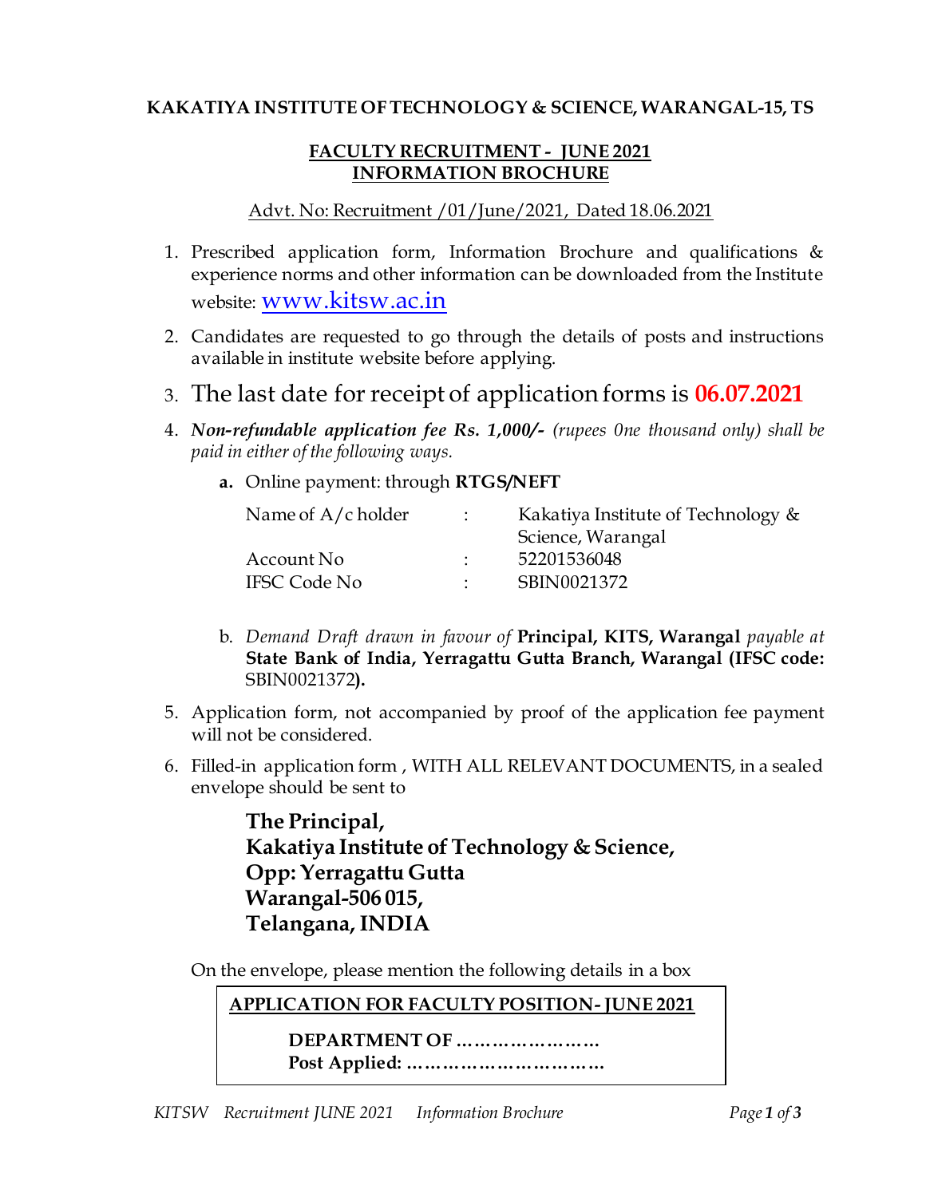**KAKATIYA INSTITUTE OF TECHNOLOGY & SCIENCE, WARANGAL-15, TS**

**FACULTY RECRUITMENT - JUNE 2021**
**INFORMATION BROCHURE**

Advt. No: Recruitment /01/June/2021, Dated 18.06.2021

1. Prescribed application form, Information Brochure and qualifications & experience norms and other information can be downloaded from the Institute website: www.kitsw.ac.in
2. Candidates are requested to go through the details of posts and instructions available in institute website before applying.
3. The last date for receipt of application forms is **06.07.2021**
4. ***Non-refundable application fee Rs. 1,000/-*** *(rupees 0ne thousand only) shall be paid in either of the following ways.*

   **a.** Online payment: through **RTGS/NEFT**

   | | | |
   |---|---|---|
   | Name of A/c holder | : | Kakatiya Institute of Technology & Science, Warangal |
   | Account No | : | 52201536048 |
   | IFSC Code No | : | SBIN0021372 |

   b. *Demand Draft drawn in favour of* **Principal, KITS, Warangal** *payable at* **State Bank of India, Yerragattu Gutta Branch, Warangal (IFSC code:** SBIN0021372**).**

5. Application form, not accompanied by proof of the application fee payment will not be considered.
6. Filled-in application form , WITH ALL RELEVANT DOCUMENTS, in a sealed envelope should be sent to

   **The Principal,**
   **Kakatiya Institute of Technology & Science,**
   **Opp: Yerragattu Gutta**
   **Warangal-506 015,**
   **Telangana, INDIA**

   On the envelope, please mention the following details in a box

   | **APPLICATION FOR FACULTY POSITION- JUNE 2021** |
   |---|
   | **DEPARTMENT OF ……………………** |
   | **Post Applied: ……………………………** |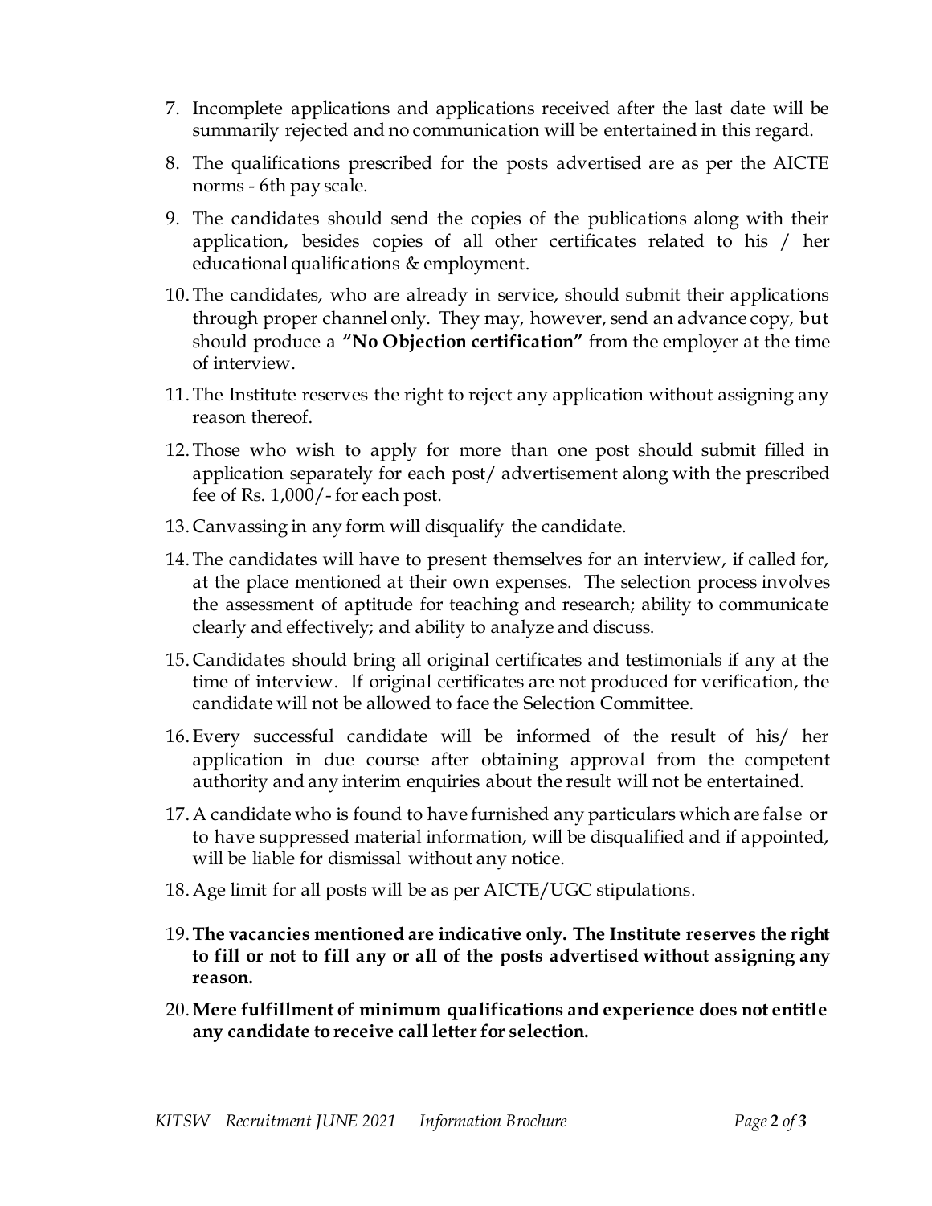7. Incomplete applications and applications received after the last date will be summarily rejected and no communication will be entertained in this regard.
8. The qualifications prescribed for the posts advertised are as per the AICTE norms - 6th pay scale.
9. The candidates should send the copies of the publications along with their application, besides copies of all other certificates related to his / her educational qualifications & employment.
10. The candidates, who are already in service, should submit their applications through proper channel only. They may, however, send an advance copy, but should produce a **"No Objection certification"** from the employer at the time of interview.
11. The Institute reserves the right to reject any application without assigning any reason thereof.
12. Those who wish to apply for more than one post should submit filled in application separately for each post/ advertisement along with the prescribed fee of Rs. 1,000/- for each post.
13. Canvassing in any form will disqualify the candidate.
14. The candidates will have to present themselves for an interview, if called for, at the place mentioned at their own expenses. The selection process involves the assessment of aptitude for teaching and research; ability to communicate clearly and effectively; and ability to analyze and discuss.
15. Candidates should bring all original certificates and testimonials if any at the time of interview. If original certificates are not produced for verification, the candidate will not be allowed to face the Selection Committee.
16. Every successful candidate will be informed of the result of his/ her application in due course after obtaining approval from the competent authority and any interim enquiries about the result will not be entertained.
17. A candidate who is found to have furnished any particulars which are false or to have suppressed material information, will be disqualified and if appointed, will be liable for dismissal without any notice.
18. Age limit for all posts will be as per AICTE/UGC stipulations.
19. **The vacancies mentioned are indicative only. The Institute reserves the right to fill or not to fill any or all of the posts advertised without assigning any reason.**
20. **Mere fulfillment of minimum qualifications and experience does not entitle any candidate to receive call letter for selection.**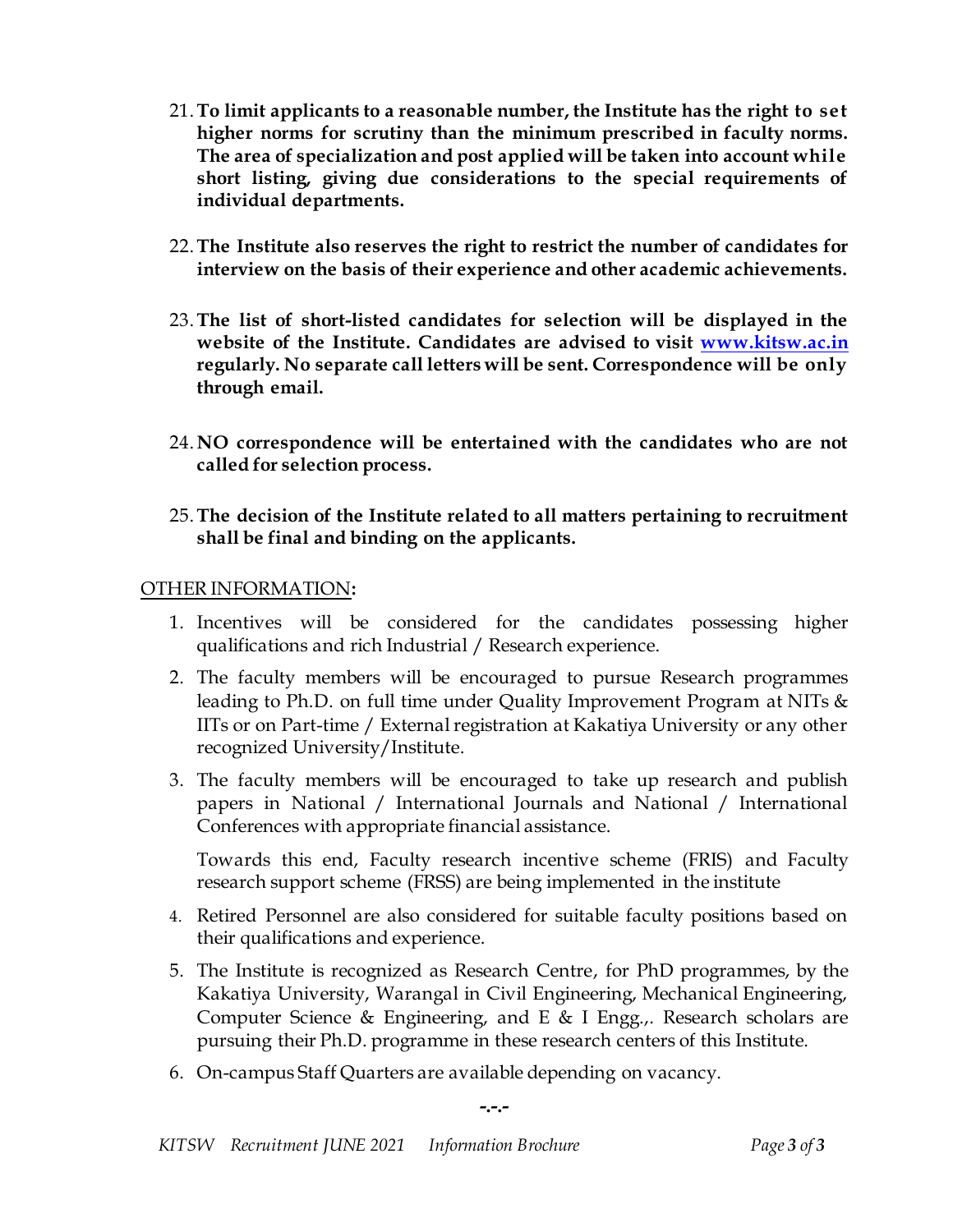21. **To limit applicants to a reasonable number, the Institute has the right to set higher norms for scrutiny than the minimum prescribed in faculty norms. The area of specialization and post applied will be taken into account while short listing, giving due considerations to the special requirements of individual departments.**

22. **The Institute also reserves the right to restrict the number of candidates for interview on the basis of their experience and other academic achievements.**

23. **The list of short-listed candidates for selection will be displayed in the website of the Institute. Candidates are advised to visit [www.kitsw.ac.in](http://www.kitsw.ac.in) regularly. No separate call letters will be sent. Correspondence will be only through email.**

24. **NO correspondence will be entertained with the candidates who are not called for selection process.**

25. **The decision of the Institute related to all matters pertaining to recruitment shall be final and binding on the applicants.**

<u>OTHER INFORMATION</u>**:**

1. Incentives will be considered for the candidates possessing higher qualifications and rich Industrial / Research experience.
2. The faculty members will be encouraged to pursue Research programmes leading to Ph.D. on full time under Quality Improvement Program at NITs & IITs or on Part-time / External registration at Kakatiya University or any other recognized University/Institute.
3. The faculty members will be encouraged to take up research and publish papers in National / International Journals and National / International Conferences with appropriate financial assistance.

   Towards this end, Faculty research incentive scheme (FRIS) and Faculty research support scheme (FRSS) are being implemented in the institute
4. Retired Personnel are also considered for suitable faculty positions based on their qualifications and experience.
5. The Institute is recognized as Research Centre, for PhD programmes, by the Kakatiya University, Warangal in Civil Engineering, Mechanical Engineering, Computer Science & Engineering, and E & I Engg.,. Research scholars are pursuing their Ph.D. programme in these research centers of this Institute.
6. On-campus Staff Quarters are available depending on vacancy.

**-.-.-**